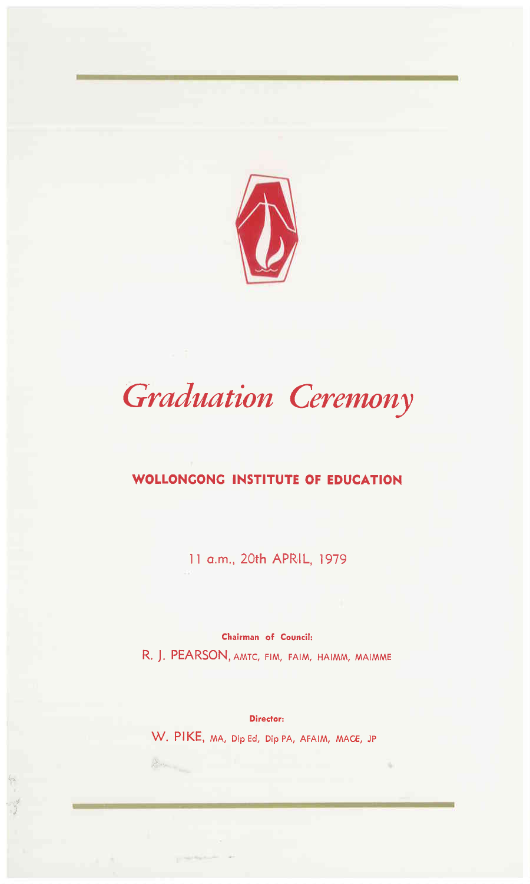# *Graduation Ceremony*

## WOLLONGONG INSTITUTE OF EDUCATION

11 a.m., 20th APRIL, 1979

**Chairman of Council:**

R. J. PEARSON, AMTC, FIM, FAIM, HAIMM, MAIMME

**Director:**

W. PIKE, MA, Dip Ed, Dip PA, AFAIM, MACE, JP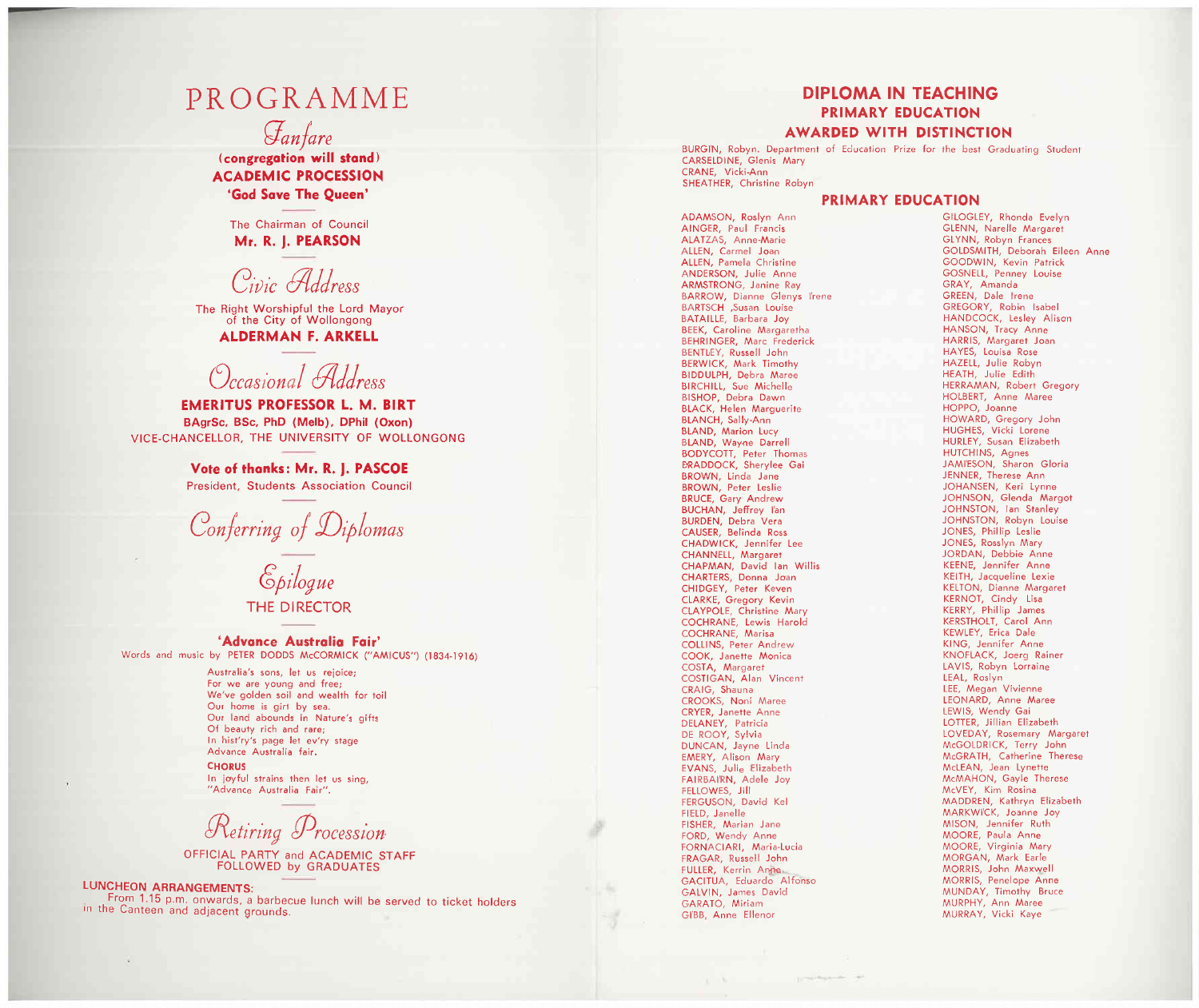# PROGRAMME

## *Fanfare*

**(congregation will stand)**

**ACADEMIC PROCESSION**

**'God Save The Queen'**

The Chairman of Council

**Mr. R. J. PEARSON**

## *Civic Address*

The Right Worshipful the Lord Mayor of the City of Wollongong

**ALDERMAN F. ARKELL**

## *Occasional Address*

**EMERITUS PROFESSOR L. M. BIRT**

**BAgrSc, BSc, PhD (Melb), DPhil (Oxon)**

VICE-CHANCELLOR, THE UNIVERSITY OF WOLLONGONG

**Vote of thanks: Mr. R. J. PASCOE**

President, Students Association Council

## *Conferring of Diplomas*

## *Epilogue*

THE DIRECTOR

**'Advance Australia Fair'**

Words and music by PETER DODDS McCORMICK ("AMICUS") (1834-1916)

Australia's sons, let us rejoice;
For we are young and free;
We've golden soil and wealth for toil
Our home is girt by sea.
Our land abounds in Nature's gifts
Of beauty rich and rare;
In hist'ry's page let ev'ry stage
Advance Australia fair.

**CHORUS**

In joyful strains then let us sing,
"Advance Australia Fair".

## *Retiring Procession*

OFFICIAL PARTY and ACADEMIC STAFF FOLLOWED by GRADUATES

**LUNCHEON ARRANGEMENTS:**
From 1.15 p.m. onwards, a barbecue lunch will be served to ticket holders in the Canteen and adjacent grounds.

# DIPLOMA IN TEACHING

## PRIMARY EDUCATION

## AWARDED WITH DISTINCTION

BURGIN, Robyn. Department of Education Prize for the best Graduating Student
CARSELDINE, Glenis Mary
CRANE, Vicki-Ann
SHEATHER, Christine Robyn

## PRIMARY EDUCATION

ADAMSON, Roslyn Ann
AINGER, Paul Francis
ALATZAS, Anne-Marie
ALLEN, Carmel Joan
ALLEN, Pamela Christine
ANDERSON, Julie Anne
ARMSTRONG, Janine Ray
BARROW, Dianne Glenys Irene
BARTSCH ,Susan Louise
BATAILLE, Barbara Joy
BEEK, Caroline Margaretha
BEHRINGER, Marc Frederick
BENTLEY, Russell John
BERWICK, Mark Timothy
BIDDULPH, Debra Maree
BIRCHILL, Sue Michelle
BISHOP, Debra Dawn
BLACK, Helen Marguerite
BLANCH, Sally-Ann
BLAND, Marion Lucy
BLAND, Wayne Darrell
BODYCOTT, Peter Thomas
BRADDOCK, Sherylee Gai
BROWN, Linda Jane
BROWN, Peter Leslie
BRUCE, Gary Andrew
BUCHAN, Jeffrey Ian
BURDEN, Debra Vera
CAUSER, Belinda Ross
CHADWICK, Jennifer Lee
CHANNELL, Margaret
CHAPMAN, David Ian Willis
CHARTERS, Donna Joan
CHIDGEY, Peter Keven
CLARKE, Gregory Kevin
CLAYPOLE, Christine Mary
COCHRANE, Lewis Harold
COCHRANE, Marisa
COLLINS, Peter Andrew
COOK, Janette Monica
COSTA, Margaret
COSTIGAN, Alan Vincent
CRAIG, Shauna
CROOKS, Noni Maree
CRYER, Janette Anne
DELANEY, Patricia
DE ROOY, Sylvia
DUNCAN, Jayne Linda
EMERY, Alison Mary
EVANS, Julie Elizabeth
FAIRBAIRN, Adele Joy
FELLOWES, Jill
FERGUSON, David Kel
FIELD, Janelle
FISHER, Marian Jane
FORD, Wendy Anne
FORNACIARI, Maria-Lucia
FRAGAR, Russell John
FULLER, Kerrin Anne
GACITUA, Eduardo Alfonso
GALVIN, James David
GARATO, Miriam
GIBB, Anne Ellenor
GILOGLEY, Rhonda Evelyn
GLENN, Narelle Margaret
GLYNN, Robyn Frances
GOLDSMITH, Deborah Eileen Anne
GOODWIN, Kevin Patrick
GOSNELL, Penney Louise
GRAY, Amanda
GREEN, Dale Irene
GREGORY, Robin Isabel
HANDCOCK, Lesley Alison
HANSON, Tracy Anne
HARRIS, Margaret Joan
HAYES, Louisa Rose
HAZELL, Julie Robyn
HEATH, Julie Edith
HERRAMAN, Robert Gregory
HOLBERT, Anne Maree
HOPPO, Joanne
HOWARD, Gregory John
HUGHES, Vicki Lorene
HURLEY, Susan Elizabeth
HUTCHINS, Agnes
JAMIESON, Sharon Gloria
JENNER, Therese Ann
JOHANSEN, Keri Lynne
JOHNSON, Glenda Margot
JOHNSTON, Ian Stanley
JOHNSTON, Robyn Louise
JONES, Phillip Leslie
JONES, Rosslyn Mary
JORDAN, Debbie Anne
KEENE, Jennifer Anne
KEITH, Jacqueline Lexie
KELTON, Dianne Margaret
KERNOT, Cindy Lisa
KERRY, Phillip James
KERSTHOLT, Carol Ann
KEWLEY, Erica Dale
KING, Jennifer Anne
KNOFLACK, Joerg Rainer
LAVIS, Robyn Lorraine
LEAL, Roslyn
LEE, Megan Vivienne
LEONARD, Anne Maree
LEWIS, Wendy Gai
LOTTER, Jillian Elizabeth
LOVEDAY, Rosemary Margaret
McGOLDRICK, Terry John
McGRATH, Catherine Therese
McLEAN, Jean Lynette
McMAHON, Gayle Therese
McVEY, Kim Rosina
MADDREN, Kathryn Elizabeth
MARKWICK, Joanne Joy
MISON, Jennifer Ruth
MOORE, Paula Anne
MOORE, Virginia Mary
MORGAN, Mark Earle
MORRIS, John Maxwell
MORRIS, Penelope Anne
MUNDAY, Timothy Bruce
MURPHY, Ann Maree
MURRAY, Vicki Kaye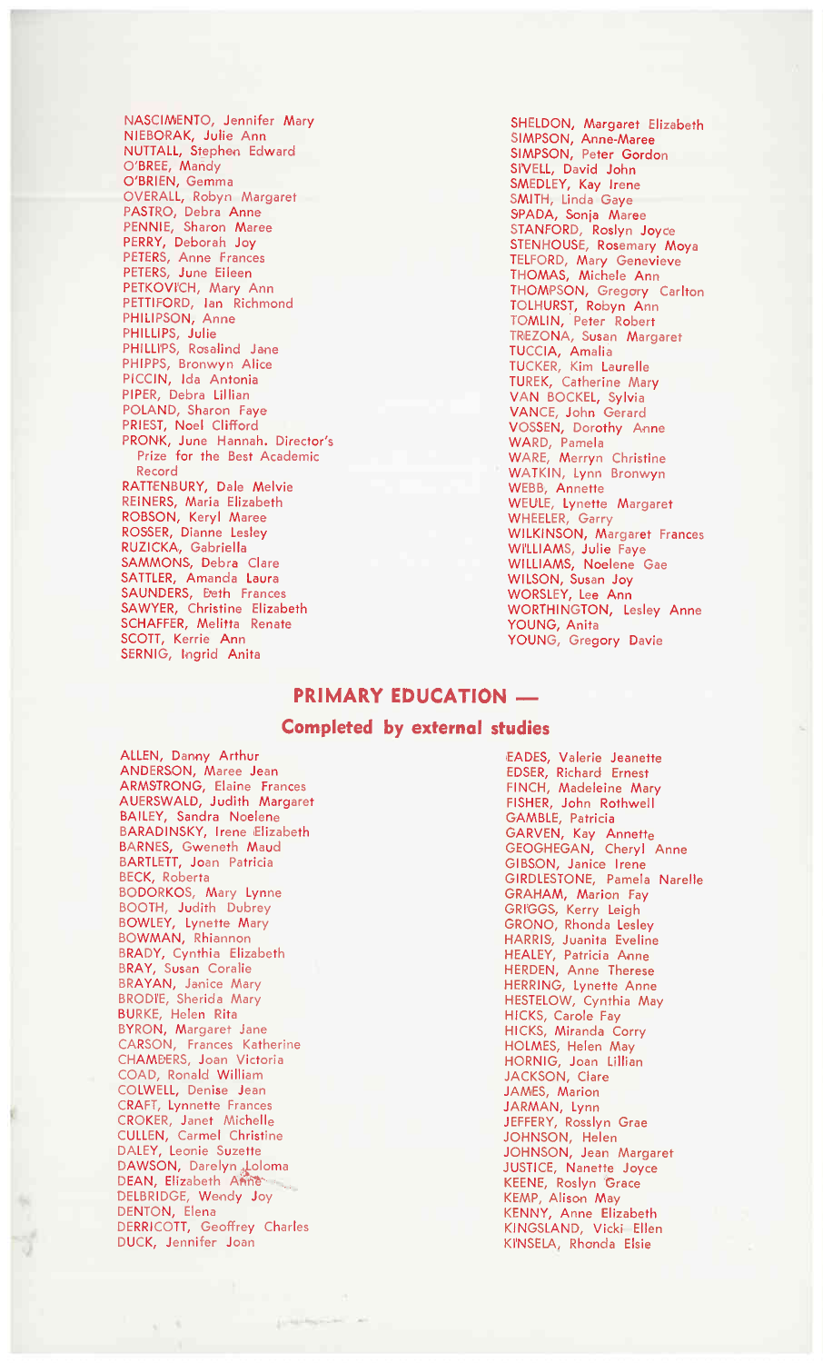NASCIMENTO, Jennifer Mary
NIEBORAK, Julie Ann
NUTTALL, Stephen Edward
O'BREE, Mandy
O'BRIEN, Gemma
OVERALL, Robyn Margaret
PASTRO, Debra Anne
PENNIE, Sharon Maree
PERRY, Deborah Joy
PETERS, Anne Frances
PETERS, June Eileen
PETKOVICH, Mary Ann
PETTIFORD, Ian Richmond
PHILIPSON, Anne
PHILLIPS, Julie
PHILLIPS, Rosalind Jane
PHIPPS, Bronwyn Alice
PICCIN, Ida Antonia
PIPER, Debra Lillian
POLAND, Sharon Faye
PRIEST, Noel Clifford
PRONK, June Hannah. Director's Prize for the Best Academic Record
RATTENBURY, Dale Melvie
REINERS, Maria Elizabeth
ROBSON, Keryl Maree
ROSSER, Dianne Lesley
RUZICKA, Gabriella
SAMMONS, Debra Clare
SATTLER, Amanda Laura
SAUNDERS, Beth Frances
SAWYER, Christine Elizabeth
SCHAFFER, Melitta Renate
SCOTT, Kerrie Ann
SERNIG, Ingrid Anita
SHELDON, Margaret Elizabeth
SIMPSON, Anne-Maree
SIMPSON, Peter Gordon
SIVELL, David John
SMEDLEY, Kay Irene
SMITH, Linda Gaye
SPADA, Sonja Maree
STANFORD, Roslyn Joyce
STENHOUSE, Rosemary Moya
TELFORD, Mary Genevieve
THOMAS, Michele Ann
THOMPSON, Gregory Carlton
TOLHURST, Robyn Ann
TOMLIN, Peter Robert
TREZONA, Susan Margaret
TUCCIA, Amalia
TUCKER, Kim Laurelle
TUREK, Catherine Mary
VAN BOCKEL, Sylvia
VANCE, John Gerard
VOSSEN, Dorothy Anne
WARD, Pamela
WARE, Merryn Christine
WATKIN, Lynn Bronwyn
WEBB, Annette
WEULE, Lynette Margaret
WHEELER, Garry
WILKINSON, Margaret Frances
WILLIAMS, Julie Faye
WILLIAMS, Noelene Gae
WILSON, Susan Joy
WORSLEY, Lee Ann
WORTHINGTON, Lesley Anne
YOUNG, Anita
YOUNG, Gregory Davie

## PRIMARY EDUCATION —

### Completed by external studies

ALLEN, Danny Arthur
ANDERSON, Maree Jean
ARMSTRONG, Elaine Frances
AUERSWALD, Judith Margaret
BAILEY, Sandra Noelene
BARADINSKY, Irene Elizabeth
BARNES, Gweneth Maud
BARTLETT, Joan Patricia
BECK, Roberta
BODORKOS, Mary Lynne
BOOTH, Judith Dubrey
BOWLEY, Lynette Mary
BOWMAN, Rhiannon
BRADY, Cynthia Elizabeth
BRAY, Susan Coralie
BRAYAN, Janice Mary
BRODIE, Sherida Mary
BURKE, Helen Rita
BYRON, Margaret Jane
CARSON, Frances Katherine
CHAMBERS, Joan Victoria
COAD, Ronald William
COLWELL, Denise Jean
CRAFT, Lynnette Frances
CROKER, Janet Michelle
CULLEN, Carmel Christine
DALEY, Leonie Suzette
DAWSON, Darelyn Loloma
DEAN, Elizabeth Anne
DELBRIDGE, Wendy Joy
DENTON, Elena
DERRICOTT, Geoffrey Charles
DUCK, Jennifer Joan
EADES, Valerie Jeanette
EDSER, Richard Ernest
FINCH, Madeleine Mary
FISHER, John Rothwell
GAMBLE, Patricia
GARVEN, Kay Annette
GEOGHEGAN, Cheryl Anne
GIBSON, Janice Irene
GIRDLESTONE, Pamela Narelle
GRAHAM, Marion Fay
GRIGGS, Kerry Leigh
GRONO, Rhonda Lesley
HARRIS, Juanita Eveline
HEALEY, Patricia Anne
HERDEN, Anne Therese
HERRING, Lynette Anne
HESTELOW, Cynthia May
HICKS, Carole Fay
HICKS, Miranda Corry
HOLMES, Helen May
HORNIG, Joan Lillian
JACKSON, Clare
JAMES, Marion
JARMAN, Lynn
JEFFERY, Rosslyn Grae
JOHNSON, Helen
JOHNSON, Jean Margaret
JUSTICE, Nanette Joyce
KEENE, Roslyn Grace
KEMP, Alison May
KENNY, Anne Elizabeth
KINGSLAND, Vicki Ellen
KINSELA, Rhonda Elsie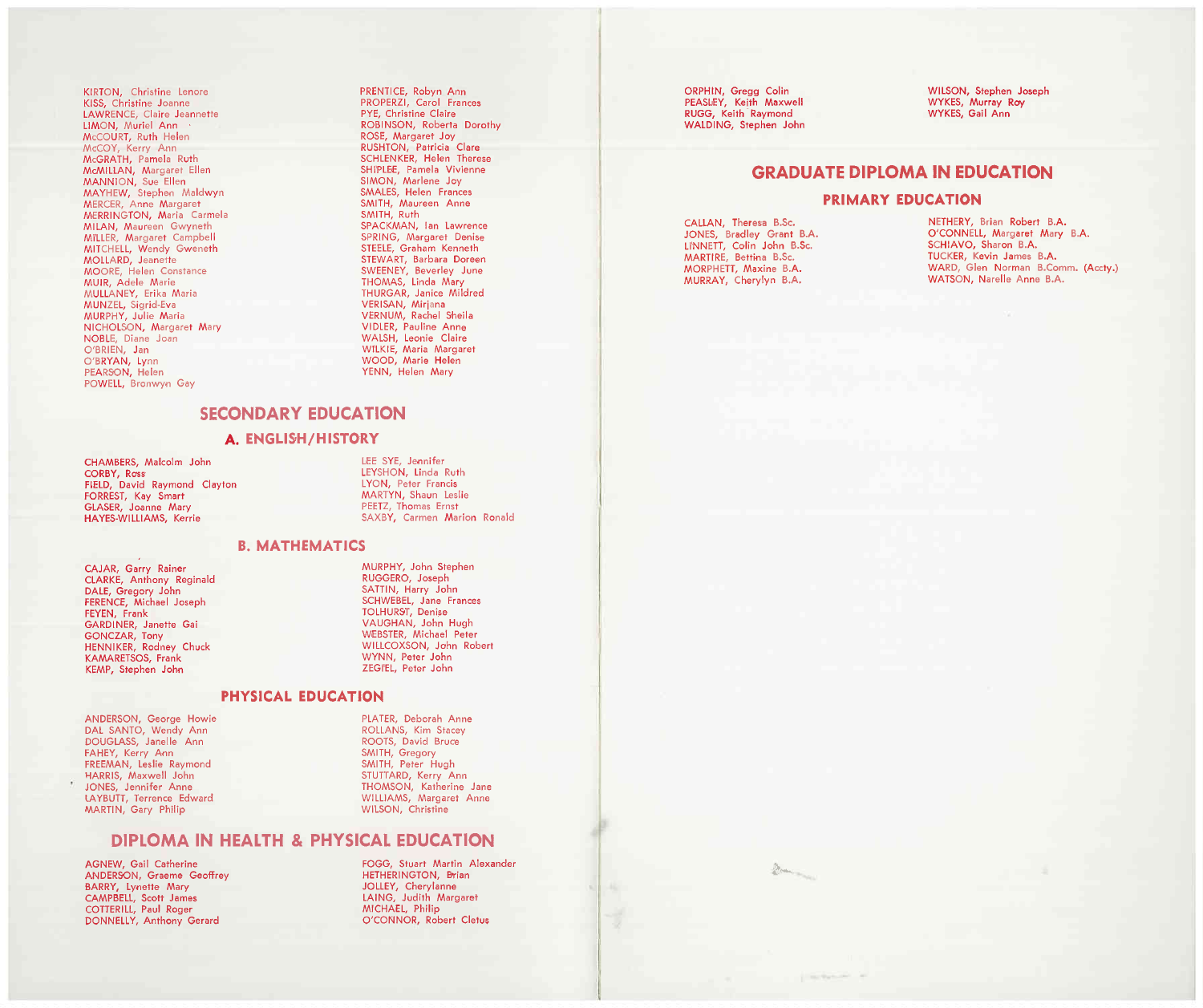KIRTON, Christine Lenore
KISS, Christine Joanne
LAWRENCE, Claire Jeannette
LIMON, Muriel Ann
McCOURT, Ruth Helen
McCOY, Kerry Ann
McGRATH, Pamela Ruth
McMILLAN, Margaret Ellen
MANNION, Sue Ellen
MAYHEW, Stephen Maldwyn
MERCER, Anne Margaret
MERRINGTON, Maria Carmela
MILAN, Maureen Gwyneth
MILLER, Margaret Campbell
MITCHELL, Wendy Gweneth
MOLLARD, Jeanette
MOORE, Helen Constance
MUIR, Adele Marie
MULLANEY, Erika Maria
MUNZEL, Sigrid-Eva
MURPHY, Julie Maria
NICHOLSON, Margaret Mary
NOBLE, Diane Joan
O'BRIEN, Jan
O'BRYAN, Lynn
PEARSON, Helen
POWELL, Bronwyn Gay
PRENTICE, Robyn Ann
PROPERZI, Carol Frances
PYE, Christine Claire
ROBINSON, Roberta Dorothy
ROSE, Margaret Joy
RUSHTON, Patricia Clare
SCHLENKER, Helen Therese
SHIPLEE, Pamela Vivienne
SIMON, Marlene Joy
SMALES, Helen Frances
SMITH, Maureen Anne
SMITH, Ruth
SPACKMAN, Ian Lawrence
SPRING, Margaret Denise
STEELE, Graham Kenneth
STEWART, Barbara Doreen
SWEENEY, Beverley June
THOMAS, Linda Mary
THURGAR, Janice Mildred
VERISAN, Mirjana
VERNUM, Rachel Sheila
VIDLER, Pauline Anne
WALSH, Leonie Claire
WILKIE, Maria Margaret
WOOD, Marie Helen
YENN, Helen Mary

## SECONDARY EDUCATION

### A. ENGLISH/HISTORY

CHAMBERS, Malcolm John
CORBY, Ross
FIELD, David Raymond Clayton
FORREST, Kay Smart
GLASER, Joanne Mary
HAYES-WILLIAMS, Kerrie
LEE SYE, Jennifer
LEYSHON, Linda Ruth
LYON, Peter Francis
MARTYN, Shaun Leslie
PEETZ, Thomas Ernst
SAXBY, Carmen Marion Ronald

### B. MATHEMATICS

CAJAR, Garry Rainer
CLARKE, Anthony Reginald
DALE, Gregory John
FERENCE, Michael Joseph
FEYEN, Frank
GARDINER, Janette Gai
GONCZAR, Tony
HENNIKER, Rodney Chuck
KAMARETSOS, Frank
KEMP, Stephen John
MURPHY, John Stephen
RUGGERO, Joseph
SATTIN, Harry John
SCHWEBEL, Jane Frances
TOLHURST, Denise
VAUGHAN, John Hugh
WEBSTER, Michael Peter
WILLCOXSON, John Robert
WYNN, Peter John
ZEGIEL, Peter John

### PHYSICAL EDUCATION

ANDERSON, George Howie
DAL SANTO, Wendy Ann
DOUGLASS, Janelle Ann
FAHEY, Kerry Ann
FREEMAN, Leslie Raymond
HARRIS, Maxwell John
JONES, Jennifer Anne
LAYBUTT, Terrence Edward
MARTIN, Gary Philip
PLATER, Deborah Anne
ROLLANS, Kim Stacey
ROOTS, David Bruce
SMITH, Gregory
SMITH, Peter Hugh
STUTTARD, Kerry Ann
THOMSON, Katherine Jane
WILLIAMS, Margaret Anne
WILSON, Christine

## DIPLOMA IN HEALTH & PHYSICAL EDUCATION

AGNEW, Gail Catherine
ANDERSON, Graeme Geoffrey
BARRY, Lynette Mary
CAMPBELL, Scott James
COTTERILL, Paul Roger
DONNELLY, Anthony Gerard
FOGG, Stuart Martin Alexander
HETHERINGTON, Brian
JOLLEY, Cherylanne
LAING, Judith Margaret
MICHAEL, Philip
O'CONNOR, Robert Cletus
ORPHIN, Gregg Colin
PEASLEY, Keith Maxwell
RUGG, Keith Raymond
WALDING, Stephen John
WILSON, Stephen Joseph
WYKES, Murray Roy
WYKES, Gail Ann

## GRADUATE DIPLOMA IN EDUCATION

### PRIMARY EDUCATION

CALLAN, Theresa B.Sc.
JONES, Bradley Grant B.A.
LINNETT, Colin John B.Sc.
MARTIRE, Bettina B.Sc.
MORPHETT, Maxine B.A.
MURRAY, Cherylyn B.A.
NETHERY, Brian Robert B.A.
O'CONNELL, Margaret Mary B.A.
SCHIAVO, Sharon B.A.
TUCKER, Kevin James B.A.
WARD, Glen Norman B.Comm. (Accty.)
WATSON, Narelle Anne B.A.